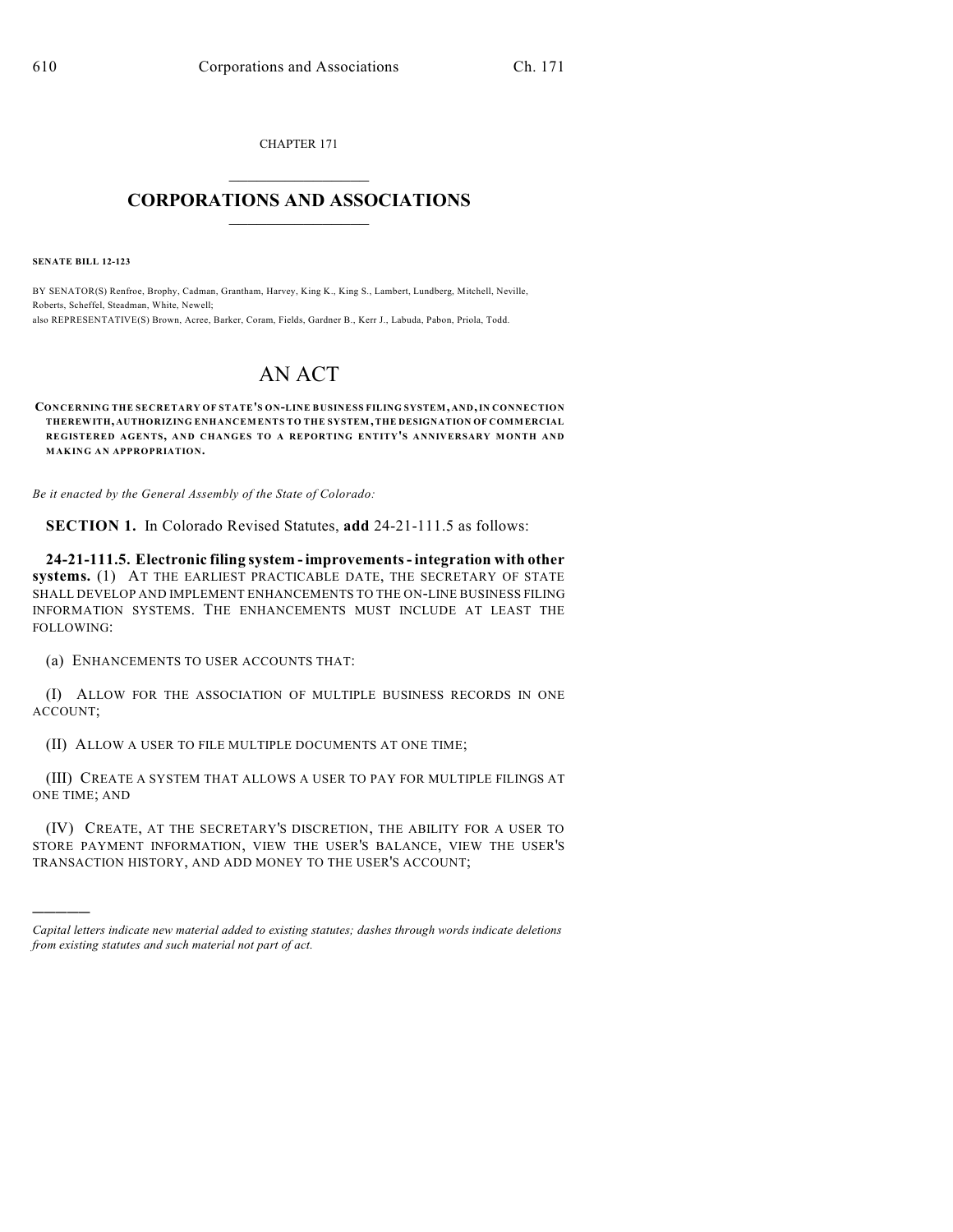CHAPTER 171

# CORPORATIONS AND ASSOCIATIONS

**SENATE BILL 12-123**

BY SENATOR(S) Renfroe, Brophy, Cadman, Grantham, Harvey, King K., King S., Lambert, Lundberg, Mitchell, Neville, Roberts, Scheffel, Steadman, White, Newell;
also REPRESENTATIVE(S) Brown, Acree, Barker, Coram, Fields, Gardner B., Kerr J., Labuda, Pabon, Priola, Todd.

# AN ACT

**CONCERNING THE SECRETARY OF STATE'S ON-LINE BUSINESS FILING SYSTEM, AND, IN CONNECTION THEREWITH, AUTHORIZING ENHANCEMENTS TO THE SYSTEM, THE DESIGNATION OF COMMERCIAL REGISTERED AGENTS, AND CHANGES TO A REPORTING ENTITY'S ANNIVERSARY MONTH AND MAKING AN APPROPRIATION.**

*Be it enacted by the General Assembly of the State of Colorado:*

**SECTION 1.** In Colorado Revised Statutes, **add** 24-21-111.5 as follows:

**24-21-111.5. Electronic filing system - improvements - integration with other systems.** (1) AT THE EARLIEST PRACTICABLE DATE, THE SECRETARY OF STATE SHALL DEVELOP AND IMPLEMENT ENHANCEMENTS TO THE ON-LINE BUSINESS FILING INFORMATION SYSTEMS. THE ENHANCEMENTS MUST INCLUDE AT LEAST THE FOLLOWING:

(a) ENHANCEMENTS TO USER ACCOUNTS THAT:

(I) ALLOW FOR THE ASSOCIATION OF MULTIPLE BUSINESS RECORDS IN ONE ACCOUNT;

(II) ALLOW A USER TO FILE MULTIPLE DOCUMENTS AT ONE TIME;

(III) CREATE A SYSTEM THAT ALLOWS A USER TO PAY FOR MULTIPLE FILINGS AT ONE TIME; AND

(IV) CREATE, AT THE SECRETARY'S DISCRETION, THE ABILITY FOR A USER TO STORE PAYMENT INFORMATION, VIEW THE USER'S BALANCE, VIEW THE USER'S TRANSACTION HISTORY, AND ADD MONEY TO THE USER'S ACCOUNT;

---

*Capital letters indicate new material added to existing statutes; dashes through words indicate deletions from existing statutes and such material not part of act.*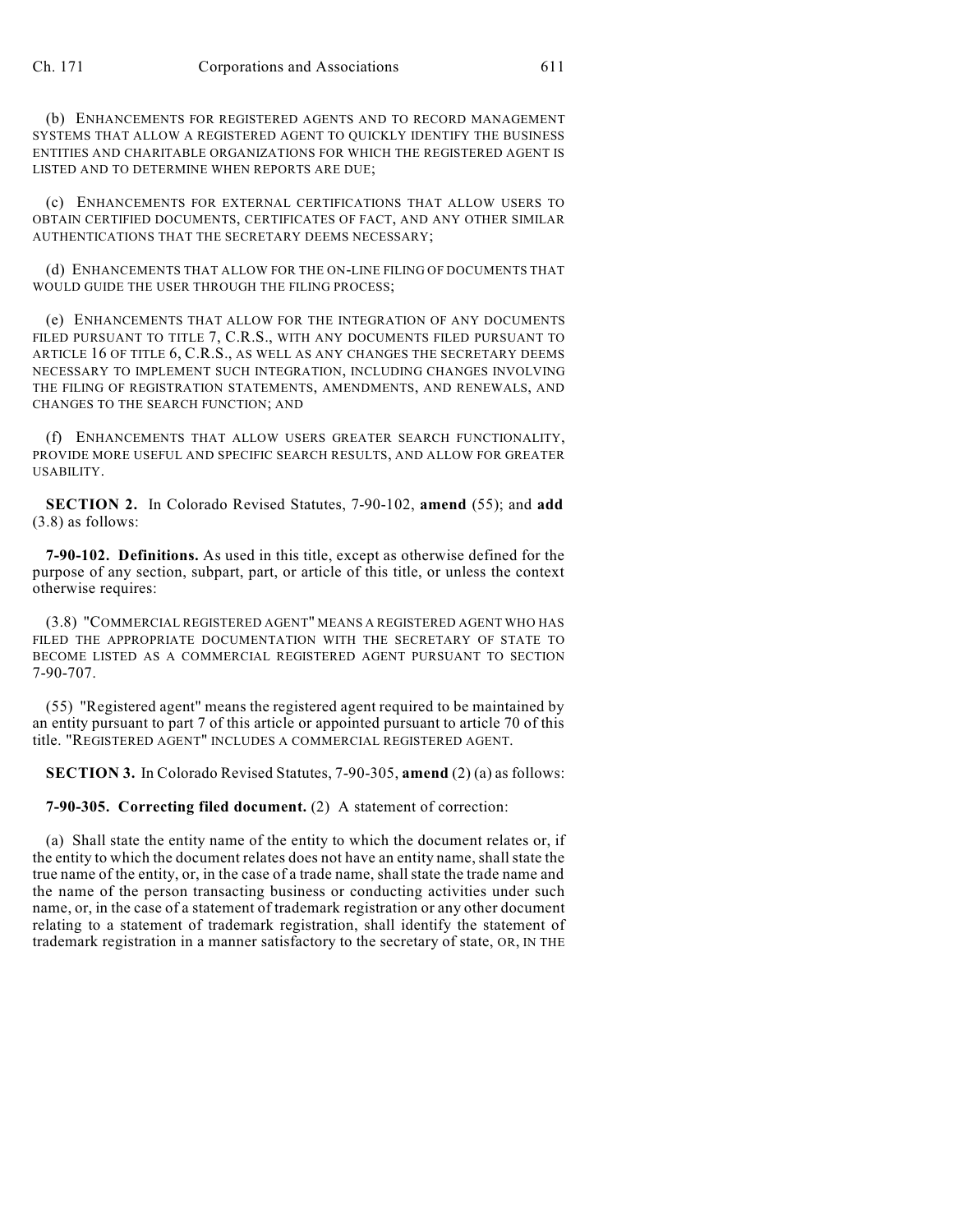(b) ENHANCEMENTS FOR REGISTERED AGENTS AND TO RECORD MANAGEMENT SYSTEMS THAT ALLOW A REGISTERED AGENT TO QUICKLY IDENTIFY THE BUSINESS ENTITIES AND CHARITABLE ORGANIZATIONS FOR WHICH THE REGISTERED AGENT IS LISTED AND TO DETERMINE WHEN REPORTS ARE DUE;

(c) ENHANCEMENTS FOR EXTERNAL CERTIFICATIONS THAT ALLOW USERS TO OBTAIN CERTIFIED DOCUMENTS, CERTIFICATES OF FACT, AND ANY OTHER SIMILAR AUTHENTICATIONS THAT THE SECRETARY DEEMS NECESSARY;

(d) ENHANCEMENTS THAT ALLOW FOR THE ON-LINE FILING OF DOCUMENTS THAT WOULD GUIDE THE USER THROUGH THE FILING PROCESS;

(e) ENHANCEMENTS THAT ALLOW FOR THE INTEGRATION OF ANY DOCUMENTS FILED PURSUANT TO TITLE 7, C.R.S., WITH ANY DOCUMENTS FILED PURSUANT TO ARTICLE 16 OF TITLE 6, C.R.S., AS WELL AS ANY CHANGES THE SECRETARY DEEMS NECESSARY TO IMPLEMENT SUCH INTEGRATION, INCLUDING CHANGES INVOLVING THE FILING OF REGISTRATION STATEMENTS, AMENDMENTS, AND RENEWALS, AND CHANGES TO THE SEARCH FUNCTION; AND

(f) ENHANCEMENTS THAT ALLOW USERS GREATER SEARCH FUNCTIONALITY, PROVIDE MORE USEFUL AND SPECIFIC SEARCH RESULTS, AND ALLOW FOR GREATER USABILITY.

**SECTION 2.** In Colorado Revised Statutes, 7-90-102, **amend** (55); and **add** (3.8) as follows:

**7-90-102. Definitions.** As used in this title, except as otherwise defined for the purpose of any section, subpart, part, or article of this title, or unless the context otherwise requires:

(3.8) "COMMERCIAL REGISTERED AGENT" MEANS A REGISTERED AGENT WHO HAS FILED THE APPROPRIATE DOCUMENTATION WITH THE SECRETARY OF STATE TO BECOME LISTED AS A COMMERCIAL REGISTERED AGENT PURSUANT TO SECTION 7-90-707.

(55) "Registered agent" means the registered agent required to be maintained by an entity pursuant to part 7 of this article or appointed pursuant to article 70 of this title. "REGISTERED AGENT" INCLUDES A COMMERCIAL REGISTERED AGENT.

**SECTION 3.** In Colorado Revised Statutes, 7-90-305, **amend** (2) (a) as follows:

**7-90-305. Correcting filed document.** (2) A statement of correction:

(a) Shall state the entity name of the entity to which the document relates or, if the entity to which the document relates does not have an entity name, shall state the true name of the entity, or, in the case of a trade name, shall state the trade name and the name of the person transacting business or conducting activities under such name, or, in the case of a statement of trademark registration or any other document relating to a statement of trademark registration, shall identify the statement of trademark registration in a manner satisfactory to the secretary of state, OR, IN THE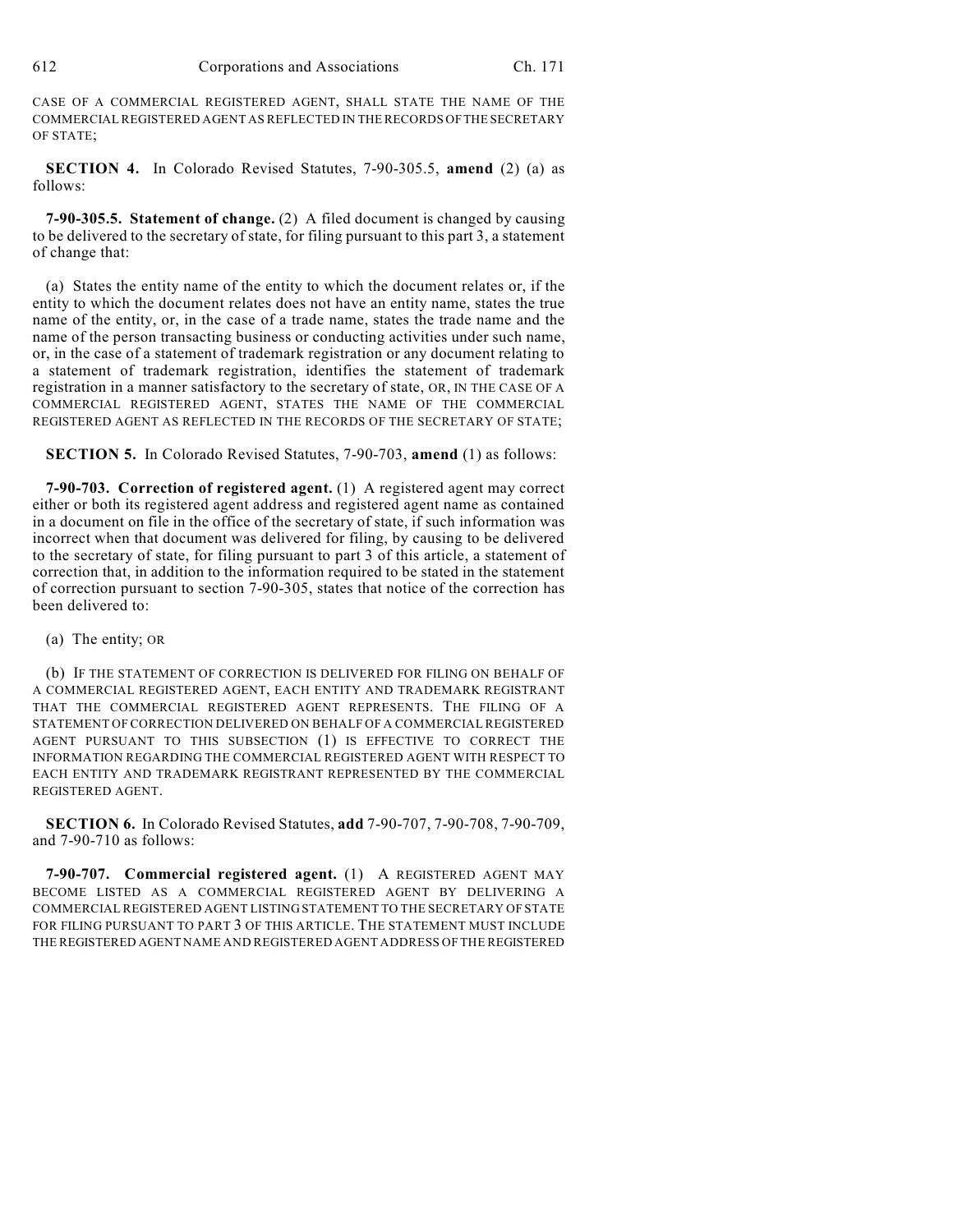CASE OF A COMMERCIAL REGISTERED AGENT, SHALL STATE THE NAME OF THE COMMERCIAL REGISTERED AGENT AS REFLECTED IN THE RECORDS OF THE SECRETARY OF STATE;

**SECTION 4.** In Colorado Revised Statutes, 7-90-305.5, **amend** (2) (a) as follows:

**7-90-305.5. Statement of change.** (2) A filed document is changed by causing to be delivered to the secretary of state, for filing pursuant to this part 3, a statement of change that:

(a) States the entity name of the entity to which the document relates or, if the entity to which the document relates does not have an entity name, states the true name of the entity, or, in the case of a trade name, states the trade name and the name of the person transacting business or conducting activities under such name, or, in the case of a statement of trademark registration or any document relating to a statement of trademark registration, identifies the statement of trademark registration in a manner satisfactory to the secretary of state, OR, IN THE CASE OF A COMMERCIAL REGISTERED AGENT, STATES THE NAME OF THE COMMERCIAL REGISTERED AGENT AS REFLECTED IN THE RECORDS OF THE SECRETARY OF STATE;

**SECTION 5.** In Colorado Revised Statutes, 7-90-703, **amend** (1) as follows:

**7-90-703. Correction of registered agent.** (1) A registered agent may correct either or both its registered agent address and registered agent name as contained in a document on file in the office of the secretary of state, if such information was incorrect when that document was delivered for filing, by causing to be delivered to the secretary of state, for filing pursuant to part 3 of this article, a statement of correction that, in addition to the information required to be stated in the statement of correction pursuant to section 7-90-305, states that notice of the correction has been delivered to:

(a) The entity; OR

(b) IF THE STATEMENT OF CORRECTION IS DELIVERED FOR FILING ON BEHALF OF A COMMERCIAL REGISTERED AGENT, EACH ENTITY AND TRADEMARK REGISTRANT THAT THE COMMERCIAL REGISTERED AGENT REPRESENTS. THE FILING OF A STATEMENT OF CORRECTION DELIVERED ON BEHALF OF A COMMERCIAL REGISTERED AGENT PURSUANT TO THIS SUBSECTION (1) IS EFFECTIVE TO CORRECT THE INFORMATION REGARDING THE COMMERCIAL REGISTERED AGENT WITH RESPECT TO EACH ENTITY AND TRADEMARK REGISTRANT REPRESENTED BY THE COMMERCIAL REGISTERED AGENT.

**SECTION 6.** In Colorado Revised Statutes, **add** 7-90-707, 7-90-708, 7-90-709, and 7-90-710 as follows:

**7-90-707. Commercial registered agent.** (1) A REGISTERED AGENT MAY BECOME LISTED AS A COMMERCIAL REGISTERED AGENT BY DELIVERING A COMMERCIAL REGISTERED AGENT LISTING STATEMENT TO THE SECRETARY OF STATE FOR FILING PURSUANT TO PART 3 OF THIS ARTICLE. THE STATEMENT MUST INCLUDE THE REGISTERED AGENT NAME AND REGISTERED AGENT ADDRESS OF THE REGISTERED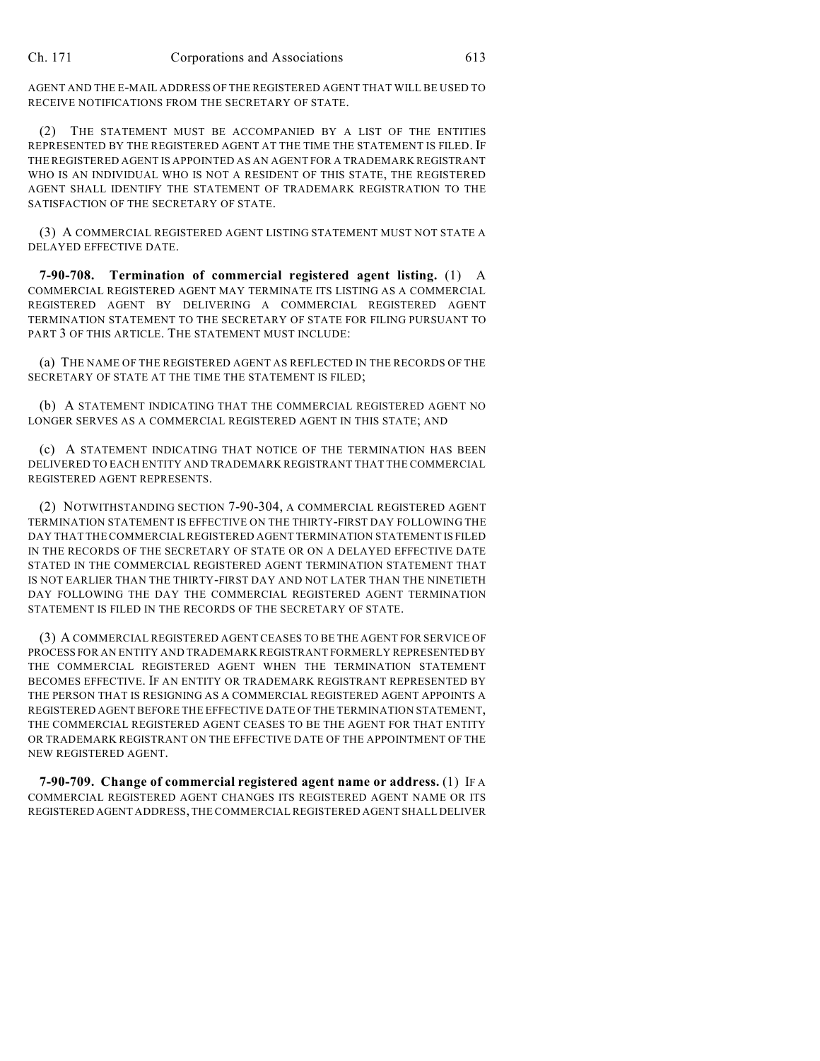AGENT AND THE E-MAIL ADDRESS OF THE REGISTERED AGENT THAT WILL BE USED TO RECEIVE NOTIFICATIONS FROM THE SECRETARY OF STATE.

(2) THE STATEMENT MUST BE ACCOMPANIED BY A LIST OF THE ENTITIES REPRESENTED BY THE REGISTERED AGENT AT THE TIME THE STATEMENT IS FILED. IF THE REGISTERED AGENT IS APPOINTED AS AN AGENT FOR A TRADEMARK REGISTRANT WHO IS AN INDIVIDUAL WHO IS NOT A RESIDENT OF THIS STATE, THE REGISTERED AGENT SHALL IDENTIFY THE STATEMENT OF TRADEMARK REGISTRATION TO THE SATISFACTION OF THE SECRETARY OF STATE.

(3) A COMMERCIAL REGISTERED AGENT LISTING STATEMENT MUST NOT STATE A DELAYED EFFECTIVE DATE.

**7-90-708. Termination of commercial registered agent listing.** (1) A COMMERCIAL REGISTERED AGENT MAY TERMINATE ITS LISTING AS A COMMERCIAL REGISTERED AGENT BY DELIVERING A COMMERCIAL REGISTERED AGENT TERMINATION STATEMENT TO THE SECRETARY OF STATE FOR FILING PURSUANT TO PART 3 OF THIS ARTICLE. THE STATEMENT MUST INCLUDE:

(a) THE NAME OF THE REGISTERED AGENT AS REFLECTED IN THE RECORDS OF THE SECRETARY OF STATE AT THE TIME THE STATEMENT IS FILED;

(b) A STATEMENT INDICATING THAT THE COMMERCIAL REGISTERED AGENT NO LONGER SERVES AS A COMMERCIAL REGISTERED AGENT IN THIS STATE; AND

(c) A STATEMENT INDICATING THAT NOTICE OF THE TERMINATION HAS BEEN DELIVERED TO EACH ENTITY AND TRADEMARK REGISTRANT THAT THE COMMERCIAL REGISTERED AGENT REPRESENTS.

(2) NOTWITHSTANDING SECTION 7-90-304, A COMMERCIAL REGISTERED AGENT TERMINATION STATEMENT IS EFFECTIVE ON THE THIRTY-FIRST DAY FOLLOWING THE DAY THAT THE COMMERCIAL REGISTERED AGENT TERMINATION STATEMENT IS FILED IN THE RECORDS OF THE SECRETARY OF STATE OR ON A DELAYED EFFECTIVE DATE STATED IN THE COMMERCIAL REGISTERED AGENT TERMINATION STATEMENT THAT IS NOT EARLIER THAN THE THIRTY-FIRST DAY AND NOT LATER THAN THE NINETIETH DAY FOLLOWING THE DAY THE COMMERCIAL REGISTERED AGENT TERMINATION STATEMENT IS FILED IN THE RECORDS OF THE SECRETARY OF STATE.

(3) A COMMERCIAL REGISTERED AGENT CEASES TO BE THE AGENT FOR SERVICE OF PROCESS FOR AN ENTITY AND TRADEMARK REGISTRANT FORMERLY REPRESENTED BY THE COMMERCIAL REGISTERED AGENT WHEN THE TERMINATION STATEMENT BECOMES EFFECTIVE. IF AN ENTITY OR TRADEMARK REGISTRANT REPRESENTED BY THE PERSON THAT IS RESIGNING AS A COMMERCIAL REGISTERED AGENT APPOINTS A REGISTERED AGENT BEFORE THE EFFECTIVE DATE OF THE TERMINATION STATEMENT, THE COMMERCIAL REGISTERED AGENT CEASES TO BE THE AGENT FOR THAT ENTITY OR TRADEMARK REGISTRANT ON THE EFFECTIVE DATE OF THE APPOINTMENT OF THE NEW REGISTERED AGENT.

**7-90-709. Change of commercial registered agent name or address.** (1) IF A COMMERCIAL REGISTERED AGENT CHANGES ITS REGISTERED AGENT NAME OR ITS REGISTERED AGENT ADDRESS, THE COMMERCIAL REGISTERED AGENT SHALL DELIVER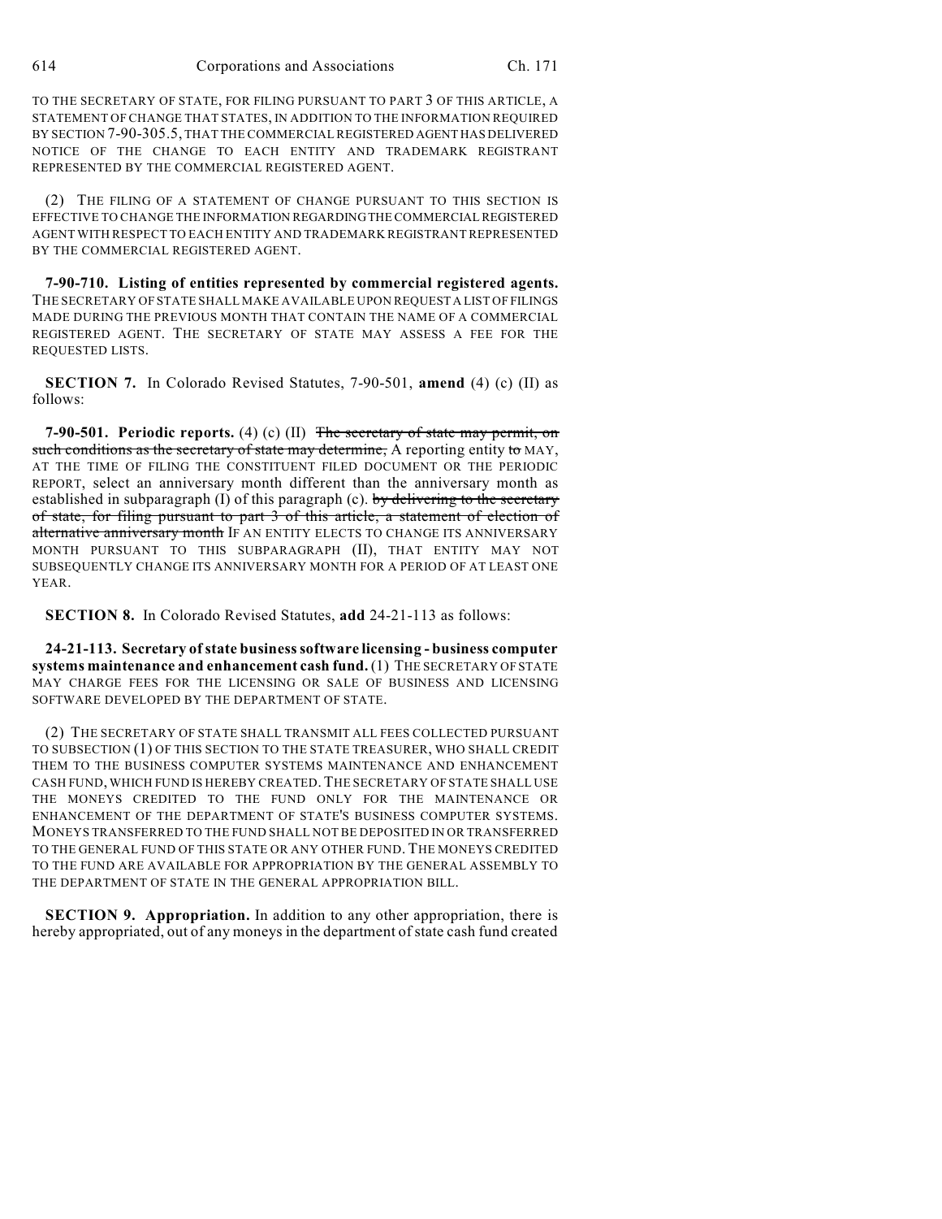TO THE SECRETARY OF STATE, FOR FILING PURSUANT TO PART 3 OF THIS ARTICLE, A STATEMENT OF CHANGE THAT STATES, IN ADDITION TO THE INFORMATION REQUIRED BY SECTION 7-90-305.5, THAT THE COMMERCIAL REGISTERED AGENT HAS DELIVERED NOTICE OF THE CHANGE TO EACH ENTITY AND TRADEMARK REGISTRANT REPRESENTED BY THE COMMERCIAL REGISTERED AGENT.

(2) THE FILING OF A STATEMENT OF CHANGE PURSUANT TO THIS SECTION IS EFFECTIVE TO CHANGE THE INFORMATION REGARDING THE COMMERCIAL REGISTERED AGENT WITH RESPECT TO EACH ENTITY AND TRADEMARK REGISTRANT REPRESENTED BY THE COMMERCIAL REGISTERED AGENT.

**7-90-710. Listing of entities represented by commercial registered agents.** THE SECRETARY OF STATE SHALL MAKE AVAILABLE UPON REQUEST A LIST OF FILINGS MADE DURING THE PREVIOUS MONTH THAT CONTAIN THE NAME OF A COMMERCIAL REGISTERED AGENT. THE SECRETARY OF STATE MAY ASSESS A FEE FOR THE REQUESTED LISTS.

**SECTION 7.** In Colorado Revised Statutes, 7-90-501, **amend** (4) (c) (II) as follows:

**7-90-501. Periodic reports.** (4) (c) (II) ~~The secretary of state may permit, on such conditions as the secretary of state may determine,~~ A reporting entity ~~to~~ MAY, AT THE TIME OF FILING THE CONSTITUENT FILED DOCUMENT OR THE PERIODIC REPORT, select an anniversary month different than the anniversary month as established in subparagraph (I) of this paragraph (c). ~~by delivering to the secretary of state, for filing pursuant to part 3 of this article, a statement of election of alternative anniversary month~~ IF AN ENTITY ELECTS TO CHANGE ITS ANNIVERSARY MONTH PURSUANT TO THIS SUBPARAGRAPH (II), THAT ENTITY MAY NOT SUBSEQUENTLY CHANGE ITS ANNIVERSARY MONTH FOR A PERIOD OF AT LEAST ONE YEAR.

**SECTION 8.** In Colorado Revised Statutes, **add** 24-21-113 as follows:

**24-21-113. Secretary of state business software licensing - business computer systems maintenance and enhancement cash fund.** (1) THE SECRETARY OF STATE MAY CHARGE FEES FOR THE LICENSING OR SALE OF BUSINESS AND LICENSING SOFTWARE DEVELOPED BY THE DEPARTMENT OF STATE.

(2) THE SECRETARY OF STATE SHALL TRANSMIT ALL FEES COLLECTED PURSUANT TO SUBSECTION (1) OF THIS SECTION TO THE STATE TREASURER, WHO SHALL CREDIT THEM TO THE BUSINESS COMPUTER SYSTEMS MAINTENANCE AND ENHANCEMENT CASH FUND, WHICH FUND IS HEREBY CREATED. THE SECRETARY OF STATE SHALL USE THE MONEYS CREDITED TO THE FUND ONLY FOR THE MAINTENANCE OR ENHANCEMENT OF THE DEPARTMENT OF STATE'S BUSINESS COMPUTER SYSTEMS. MONEYS TRANSFERRED TO THE FUND SHALL NOT BE DEPOSITED IN OR TRANSFERRED TO THE GENERAL FUND OF THIS STATE OR ANY OTHER FUND. THE MONEYS CREDITED TO THE FUND ARE AVAILABLE FOR APPROPRIATION BY THE GENERAL ASSEMBLY TO THE DEPARTMENT OF STATE IN THE GENERAL APPROPRIATION BILL.

**SECTION 9. Appropriation.** In addition to any other appropriation, there is hereby appropriated, out of any moneys in the department of state cash fund created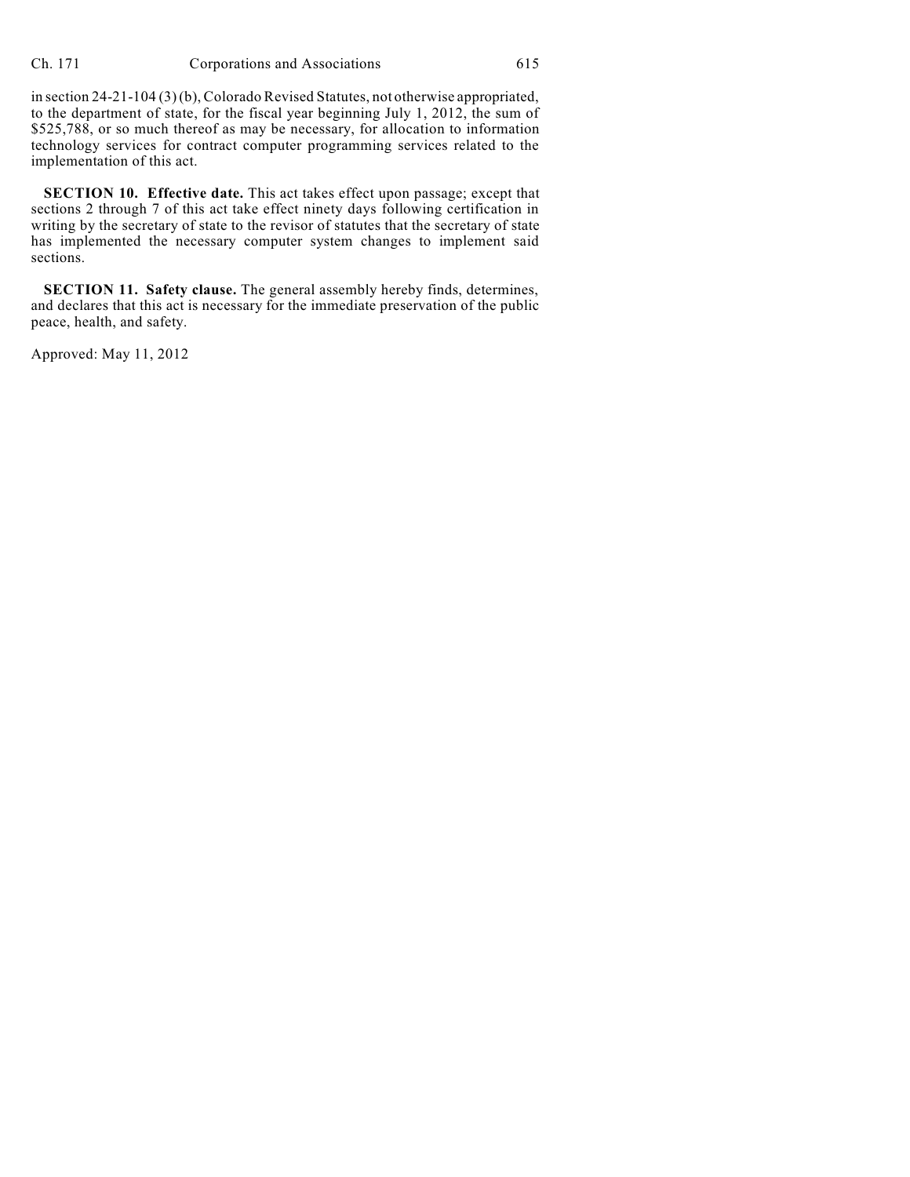in section 24-21-104 (3) (b), Colorado Revised Statutes, not otherwise appropriated, to the department of state, for the fiscal year beginning July 1, 2012, the sum of $525,788, or so much thereof as may be necessary, for allocation to information technology services for contract computer programming services related to the implementation of this act.

**SECTION 10. Effective date.** This act takes effect upon passage; except that sections 2 through 7 of this act take effect ninety days following certification in writing by the secretary of state to the revisor of statutes that the secretary of state has implemented the necessary computer system changes to implement said sections.

**SECTION 11. Safety clause.** The general assembly hereby finds, determines, and declares that this act is necessary for the immediate preservation of the public peace, health, and safety.

Approved: May 11, 2012